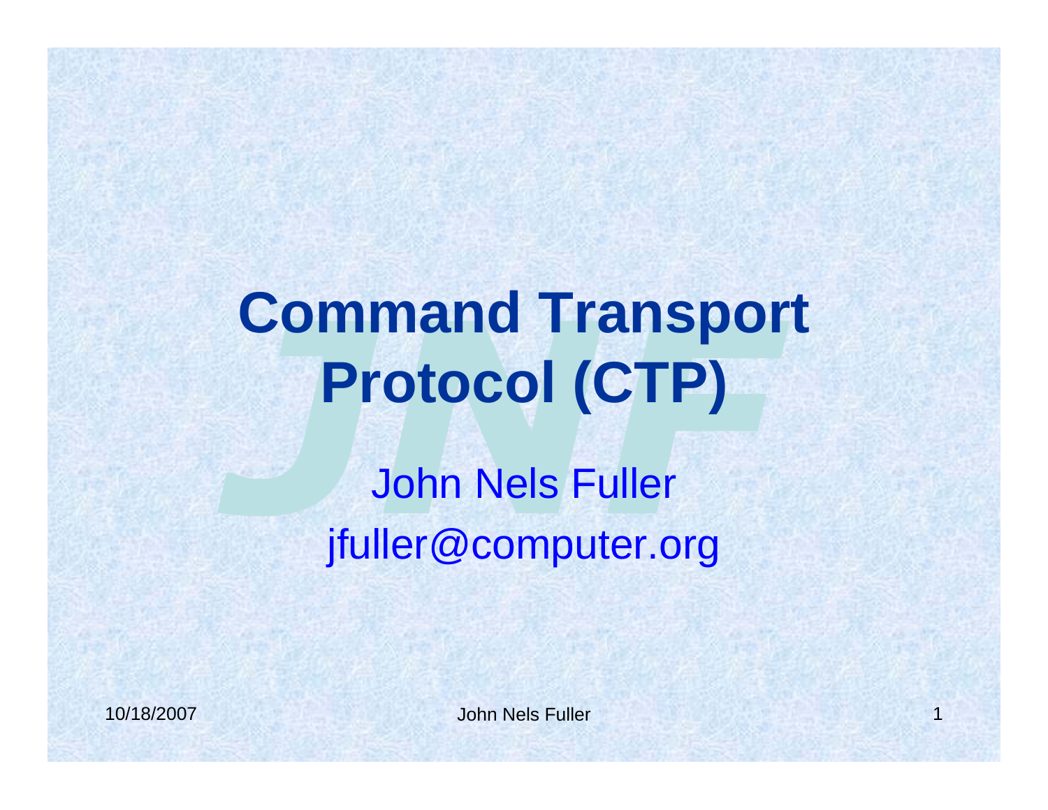# Command Transport Protocol (CTP)

John Nels Fuller

jfuller@computer.org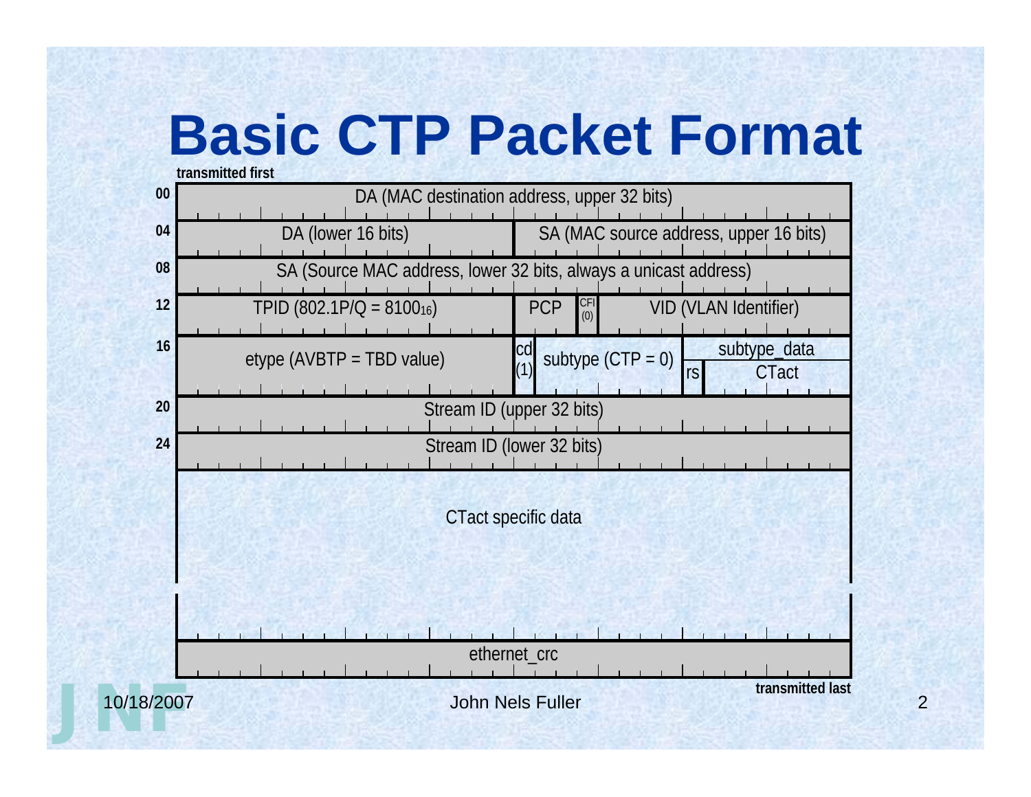# Basic CTP Packet Format

transmitted first

| Offset | Field(s) |
|---|---|
| 00 | DA (MAC destination address, upper 32 bits) |
| 04 | DA (lower 16 bits) \| SA (MAC source address, upper 16 bits) |
| 08 | SA (Source MAC address, lower 32 bits, always a unicast address) |
| 12 | TPID (802.1P/Q = $8100_{16}$) \| PCP \| CFI (0) \| VID (VLAN Identifier) |
| 16 | etype (AVBTP = TBD value) \| cd (1) \| subtype (CTP = 0) \| subtype_data: rs \| CTact |
| 20 | Stream ID (upper 32 bits) |
| 24 | Stream ID (lower 32 bits) |
| | CTact specific data |
| | ethernet_crc |

transmitted last

10/18/2007

John Nels Fuller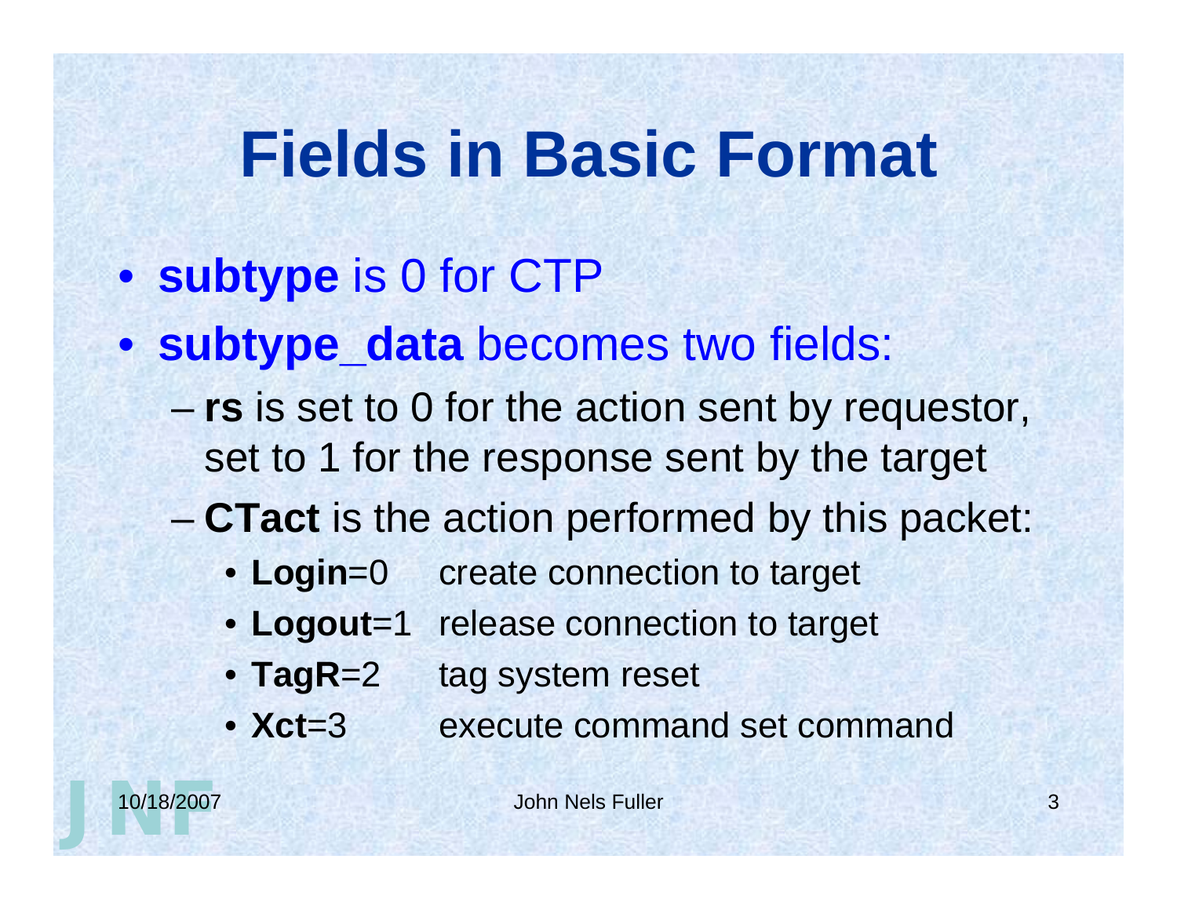# Fields in Basic Format

- **subtype** is 0 for CTP
- **subtype_data** becomes two fields:
  - **rs** is set to 0 for the action sent by requestor, set to 1 for the response sent by the target
  - **CTact** is the action performed by this packet:
    - **Login**=0 create connection to target
    - **Logout**=1 release connection to target
    - **TagR**=2 tag system reset
    - **Xct**=3 execute command set command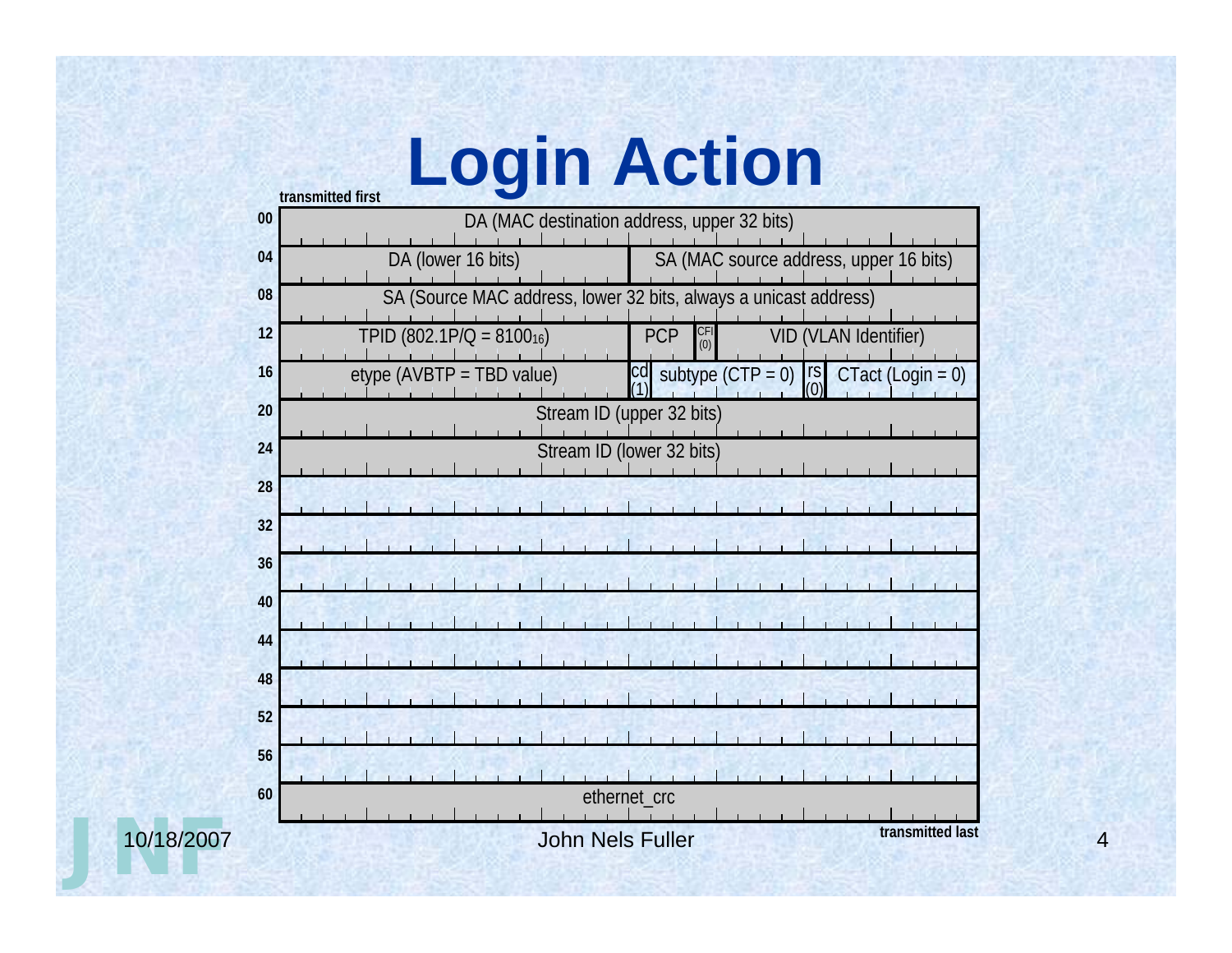# Login Action

transmitted first

| Offset | Fields |
| --- | --- |
| 00 | DA (MAC destination address, upper 32 bits) |
| 04 | DA (lower 16 bits) \| SA (MAC source address, upper 16 bits) |
| 08 | SA (Source MAC address, lower 32 bits, always a unicast address) |
| 12 | TPID (802.1P/Q = $8100_{16}$) \| PCP \| CFI (0) \| VID (VLAN Identifier) |
| 16 | etype (AVBTP = TBD value) \| cd (1) \| subtype (CTP = 0) \| rs (0) \| CTact (Login = 0) |
| 20 | Stream ID (upper 32 bits) |
| 24 | Stream ID (lower 32 bits) |
| 28 | |
| 32 | |
| 36 | |
| 40 | |
| 44 | |
| 48 | |
| 52 | |
| 56 | |
| 60 | ethernet_crc |

transmitted last

10/18/2007 John Nels Fuller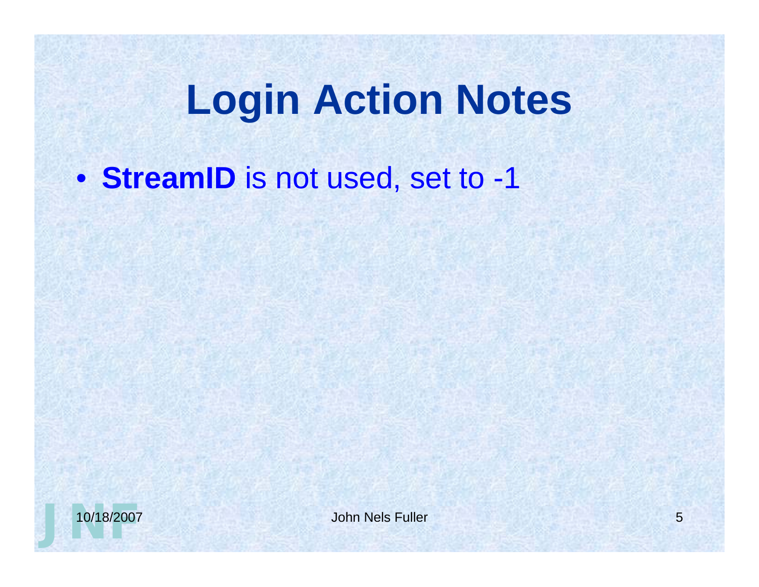# Login Action Notes

- **StreamID** is not used, set to -1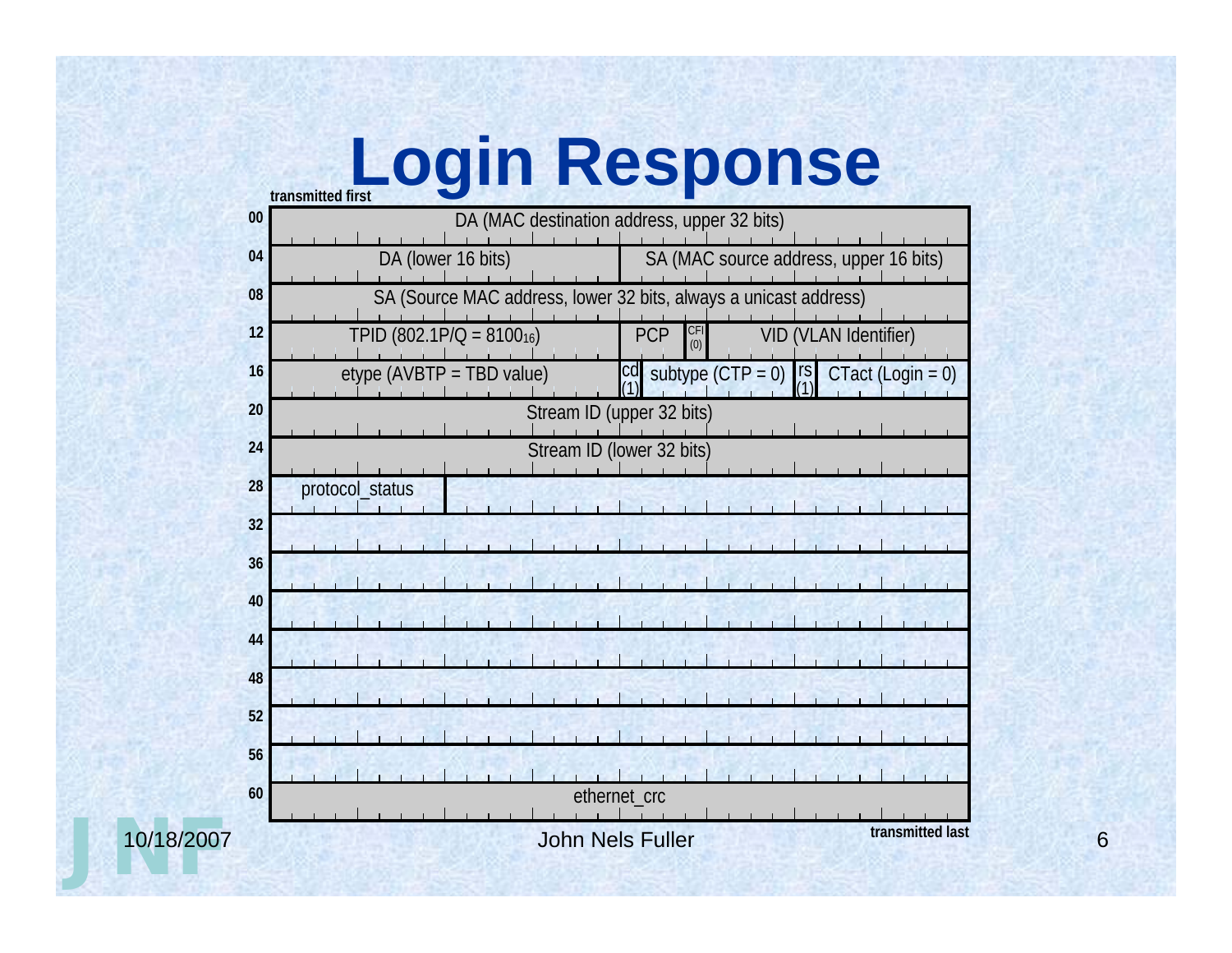# Login Response

transmitted first

| Offset | Fields |
|---|---|
| 00 | DA (MAC destination address, upper 32 bits) |
| 04 | DA (lower 16 bits) \| SA (MAC source address, upper 16 bits) |
| 08 | SA (Source MAC address, lower 32 bits, always a unicast address) |
| 12 | TPID (802.1P/Q = $8100_{16}$) \| PCP \| CFI (0) \| VID (VLAN Identifier) |
| 16 | etype (AVBTP = TBD value) \| cd (1) \| subtype (CTP = 0) \| rs (1) \| CTact (Login = 0) |
| 20 | Stream ID (upper 32 bits) |
| 24 | Stream ID (lower 32 bits) |
| 28 | protocol_status |
| 32 | |
| 36 | |
| 40 | |
| 44 | |
| 48 | |
| 52 | |
| 56 | |
| 60 | ethernet_crc |

transmitted last

10/18/2007 John Nels Fuller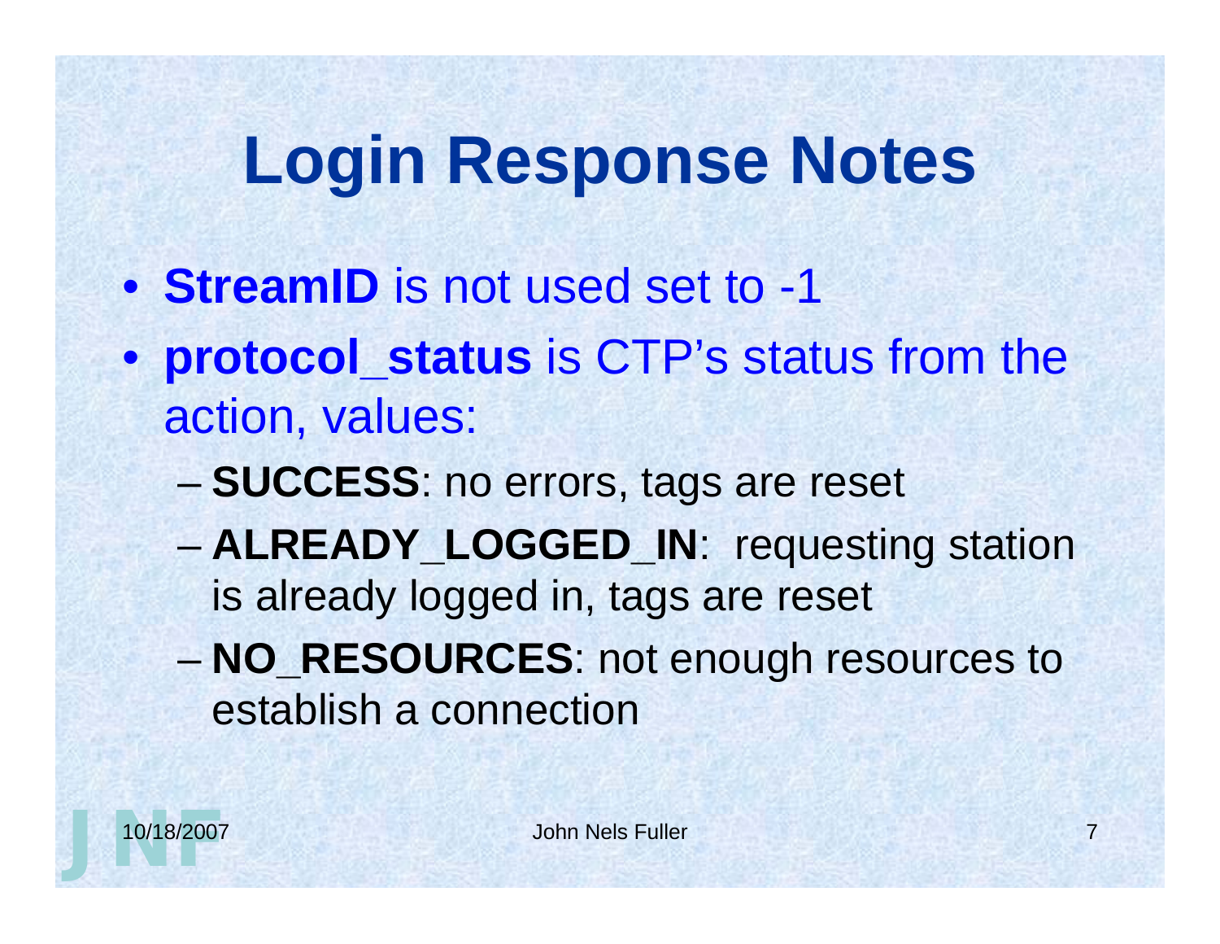# Login Response Notes

- **StreamID** is not used set to -1
- **protocol_status** is CTP's status from the action, values:
  - **SUCCESS**: no errors, tags are reset
  - **ALREADY_LOGGED_IN**: requesting station is already logged in, tags are reset
  - **NO_RESOURCES**: not enough resources to establish a connection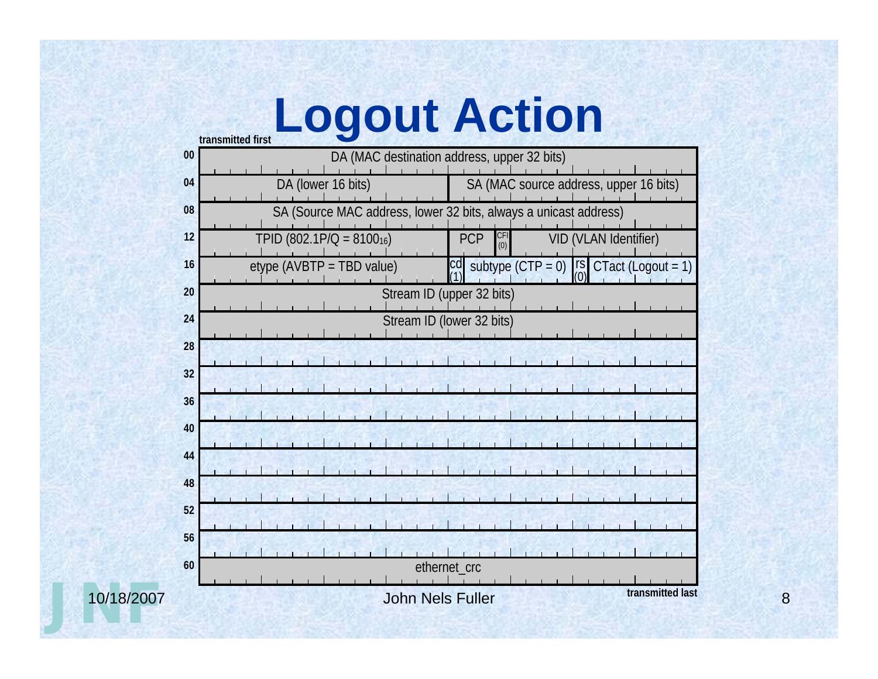# Logout Action

transmitted first

| Offset | Fields |
|---|---|
| 00 | DA (MAC destination address, upper 32 bits) |
| 04 | DA (lower 16 bits) \| SA (MAC source address, upper 16 bits) |
| 08 | SA (Source MAC address, lower 32 bits, always a unicast address) |
| 12 | TPID (802.1P/Q = $8100_{16}$) \| PCP \| CFI (0) \| VID (VLAN Identifier) |
| 16 | etype (AVBTP = TBD value) \| cd (1) \| subtype (CTP = 0) \| rs (0) \| CTact (Logout = 1) |
| 20 | Stream ID (upper 32 bits) |
| 24 | Stream ID (lower 32 bits) |
| 28 | |
| 32 | |
| 36 | |
| 40 | |
| 44 | |
| 48 | |
| 52 | |
| 56 | |
| 60 | ethernet_crc |

transmitted last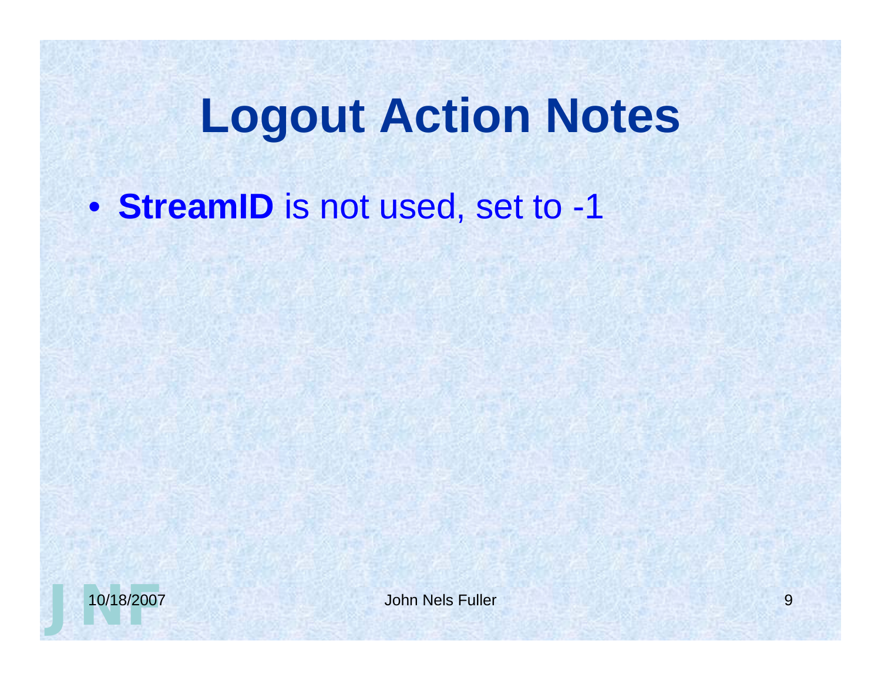# Logout Action Notes

- **StreamID** is not used, set to -1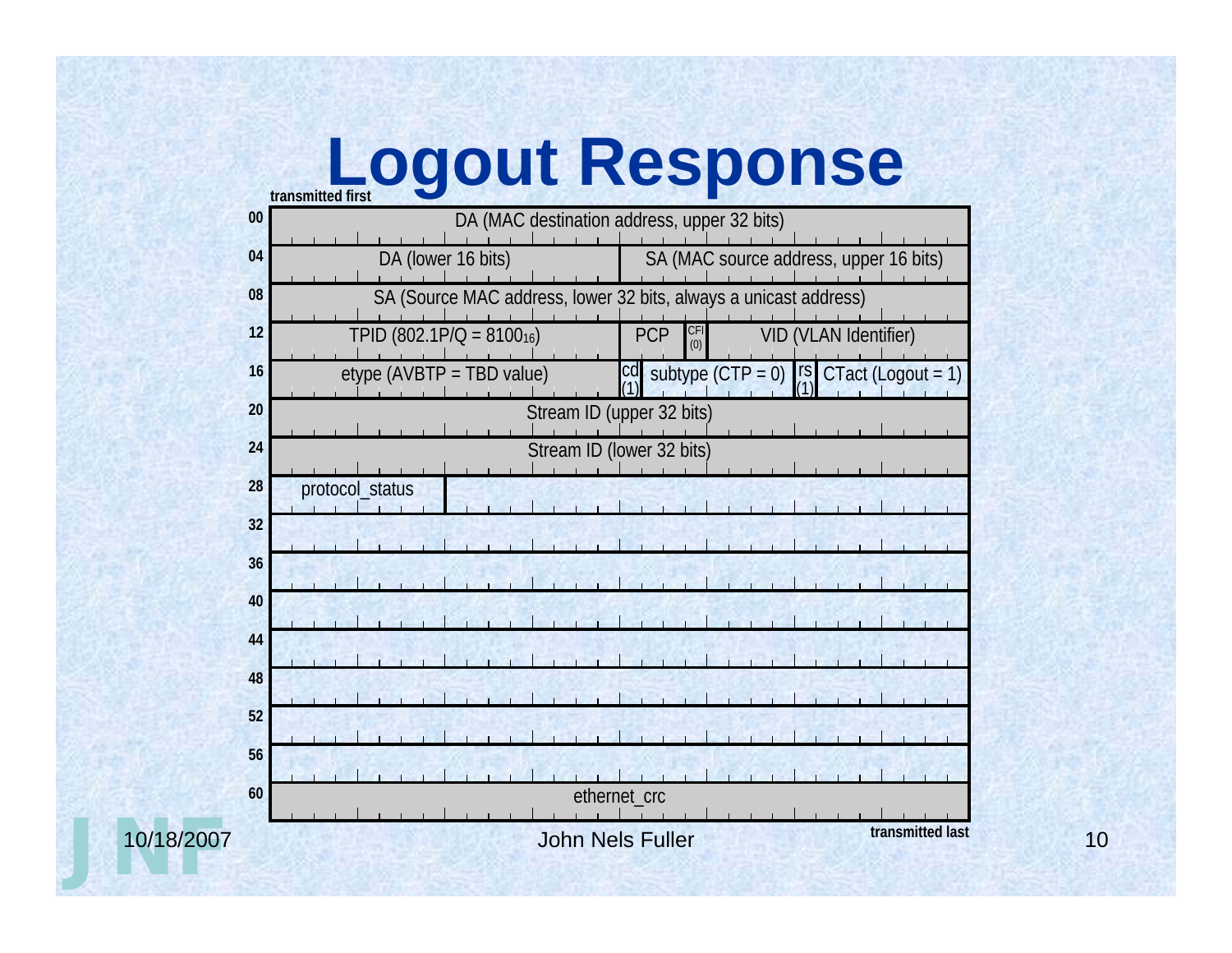# Logout Response

transmitted first

| Offset | Fields |
|---|---|
| 00 | DA (MAC destination address, upper 32 bits) |
| 04 | DA (lower 16 bits) \| SA (MAC source address, upper 16 bits) |
| 08 | SA (Source MAC address, lower 32 bits, always a unicast address) |
| 12 | TPID (802.1P/Q = $8100_{16}$) \| PCP \| CFI (0) \| VID (VLAN Identifier) |
| 16 | etype (AVBTP = TBD value) \| cd (1) \| subtype (CTP = 0) \| rs (1) \| CTact (Logout = 1) |
| 20 | Stream ID (upper 32 bits) |
| 24 | Stream ID (lower 32 bits) |
| 28 | protocol_status |
| 32 | |
| 36 | |
| 40 | |
| 44 | |
| 48 | |
| 52 | |
| 56 | |
| 60 | ethernet_crc |

transmitted last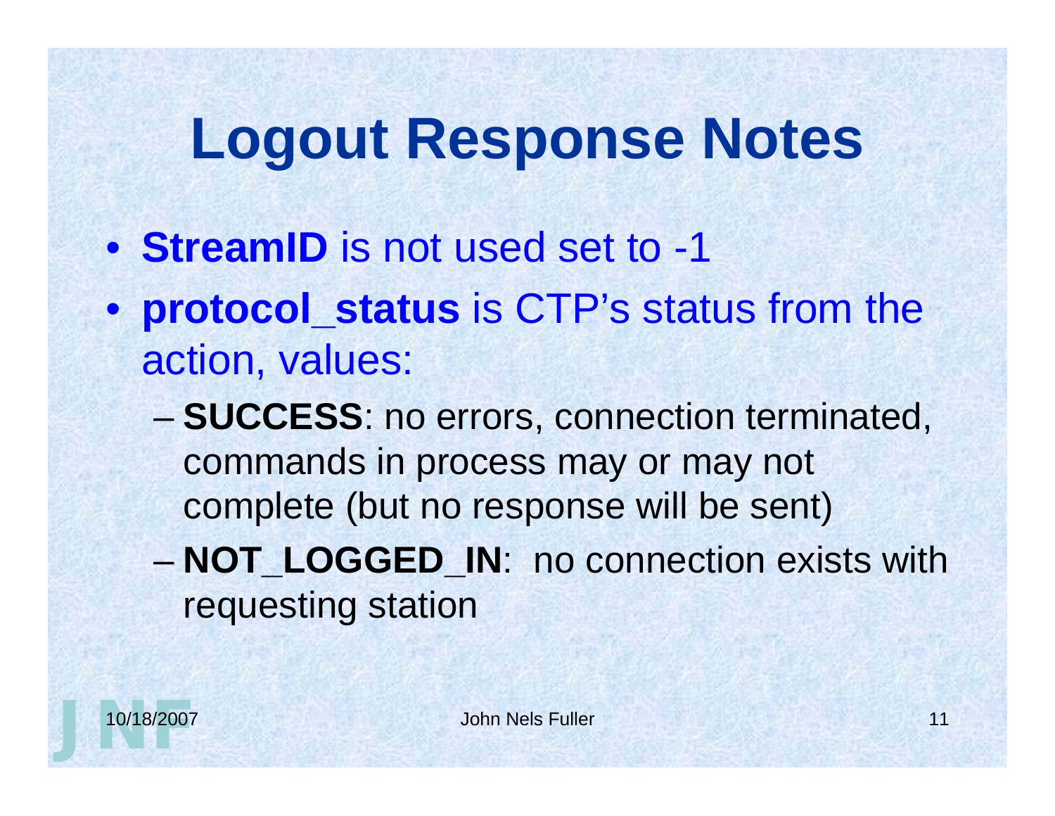# Logout Response Notes

- **StreamID** is not used set to -1
- **protocol_status** is CTP's status from the action, values:
  - **SUCCESS**: no errors, connection terminated, commands in process may or may not complete (but no response will be sent)
  - **NOT_LOGGED_IN**: no connection exists with requesting station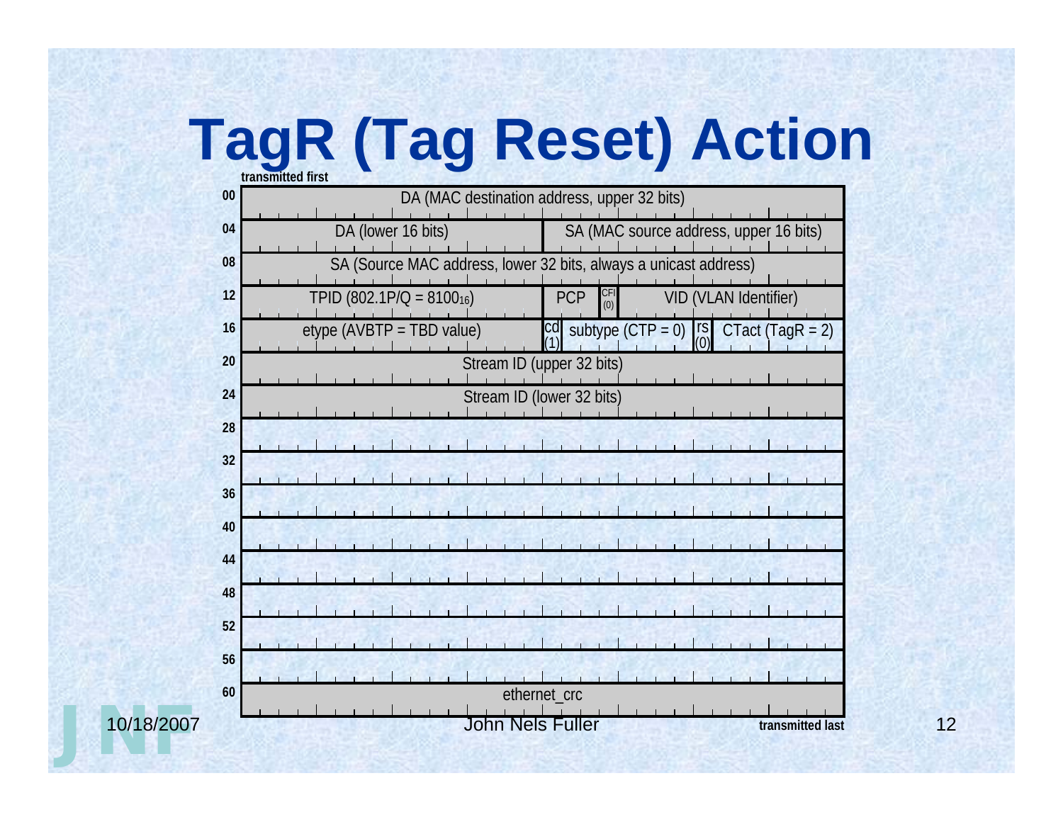# TagR (Tag Reset) Action

transmitted first

| Offset | Fields |
|---|---|
| 00 | DA (MAC destination address, upper 32 bits) |
| 04 | DA (lower 16 bits) \| SA (MAC source address, upper 16 bits) |
| 08 | SA (Source MAC address, lower 32 bits, always a unicast address) |
| 12 | TPID (802.1P/Q = $8100_{16}$) \| PCP \| CFI (0) \| VID (VLAN Identifier) |
| 16 | etype (AVBTP = TBD value) \| cd (1) \| subtype (CTP = 0) \| rs (0) \| CTact (TagR = 2) |
| 20 | Stream ID (upper 32 bits) |
| 24 | Stream ID (lower 32 bits) |
| 28 | |
| 32 | |
| 36 | |
| 40 | |
| 44 | |
| 48 | |
| 52 | |
| 56 | |
| 60 | ethernet_crc |

transmitted last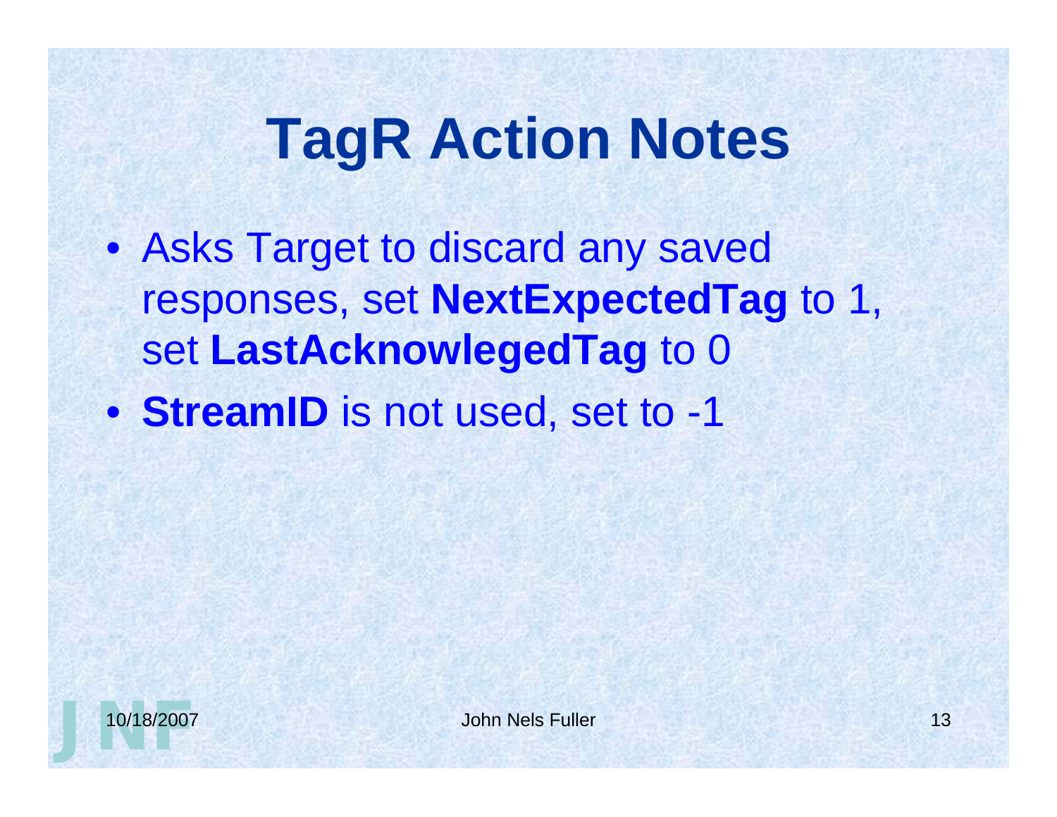# TagR Action Notes

- Asks Target to discard any saved responses, set **NextExpectedTag** to 1, set **LastAcknowlegedTag** to 0
- **StreamID** is not used, set to -1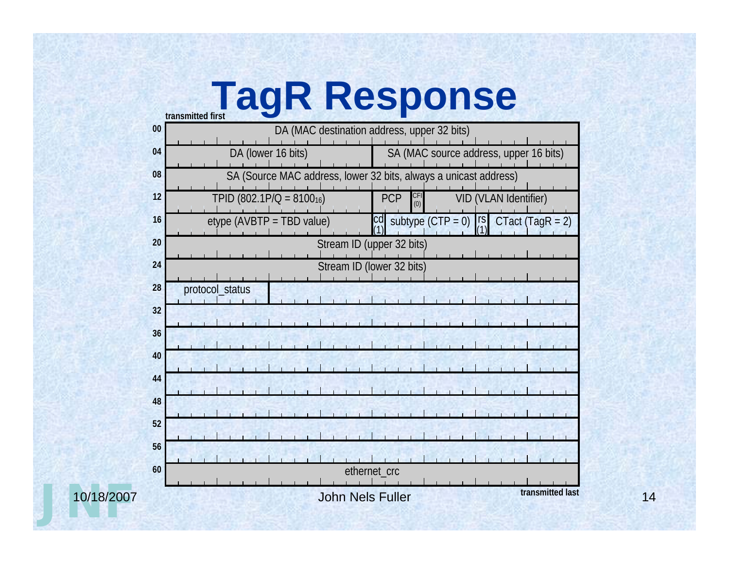# TagR Response

transmitted first

| Offset | Fields |
|---|---|
| 00 | DA (MAC destination address, upper 32 bits) |
| 04 | DA (lower 16 bits) \| SA (MAC source address, upper 16 bits) |
| 08 | SA (Source MAC address, lower 32 bits, always a unicast address) |
| 12 | TPID (802.1P/Q = $8100_{16}$) \| PCP \| CFI (0) \| VID (VLAN Identifier) |
| 16 | etype (AVBTP = TBD value) \| cd (1) \| subtype (CTP = 0) \| rs (1) \| CTact (TagR = 2) |
| 20 | Stream ID (upper 32 bits) |
| 24 | Stream ID (lower 32 bits) |
| 28 | protocol_status |
| 32 | |
| 36 | |
| 40 | |
| 44 | |
| 48 | |
| 52 | |
| 56 | |
| 60 | ethernet_crc |

transmitted last

10/18/2007 John Nels Fuller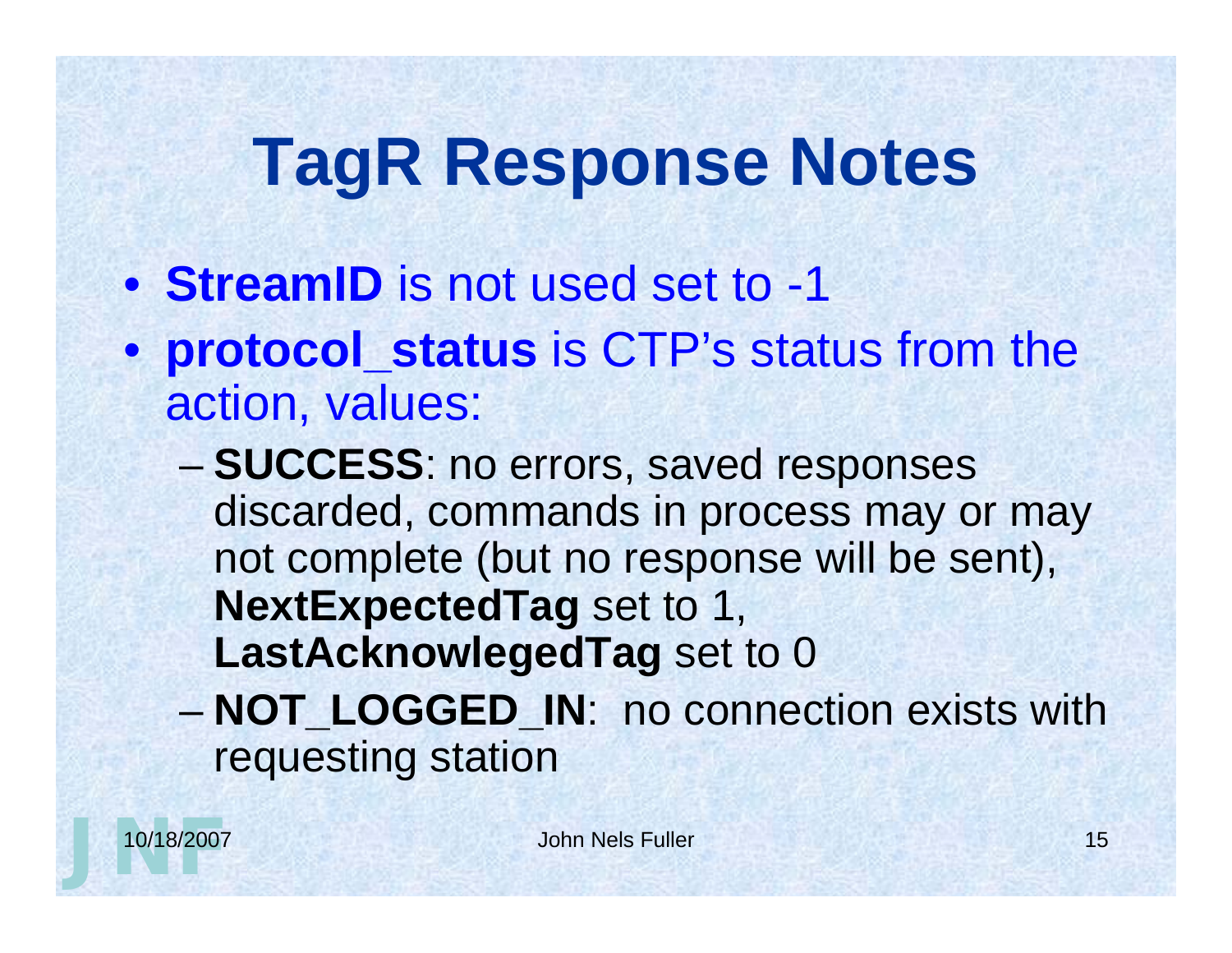# TagR Response Notes

- **StreamID** is not used set to -1
- **protocol_status** is CTP's status from the action, values:
  - **SUCCESS**: no errors, saved responses discarded, commands in process may or may not complete (but no response will be sent), **NextExpectedTag** set to 1, **LastAcknowlegedTag** set to 0
  - **NOT_LOGGED_IN**: no connection exists with requesting station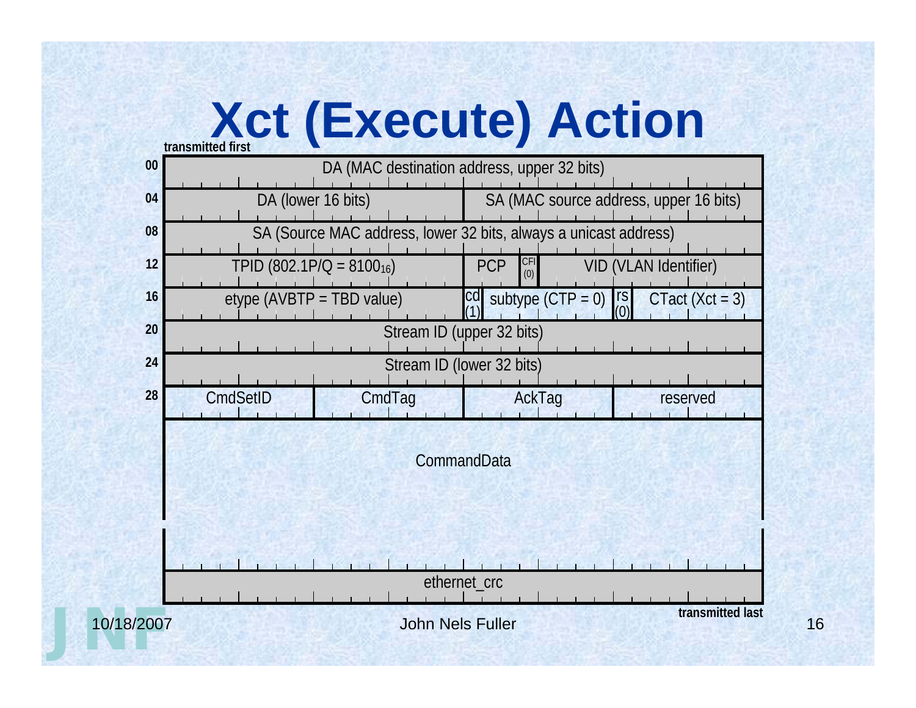# Xct (Execute) Action

**transmitted first**

| Offset | Bits 0–7 | Bits 8–15 | Bits 16–23 | Bits 24–31 |
|---|---|---|---|---|
| **00** | DA (MAC destination address, upper 32 bits) | | | |
| **04** | DA (lower 16 bits) | | SA (MAC source address, upper 16 bits) | |
| **08** | SA (Source MAC address, lower 32 bits, always a unicast address) | | | |
| **12** | TPID (802.1P/Q = $8100_{16}$) | | PCP, CFI (0), VID (VLAN Identifier) | |
| **16** | etype (AVBTP = TBD value) | | cd (1), subtype (CTP = 0) | rs (0), CTact (Xct = 3) |
| **20** | Stream ID (upper 32 bits) | | | |
| **24** | Stream ID (lower 32 bits) | | | |
| **28** | CmdSetID | CmdTag | AckTag | reserved |
| | CommandData | | | |
| | ethernet_crc | | | |

**transmitted last**

10/18/2007 John Nels Fuller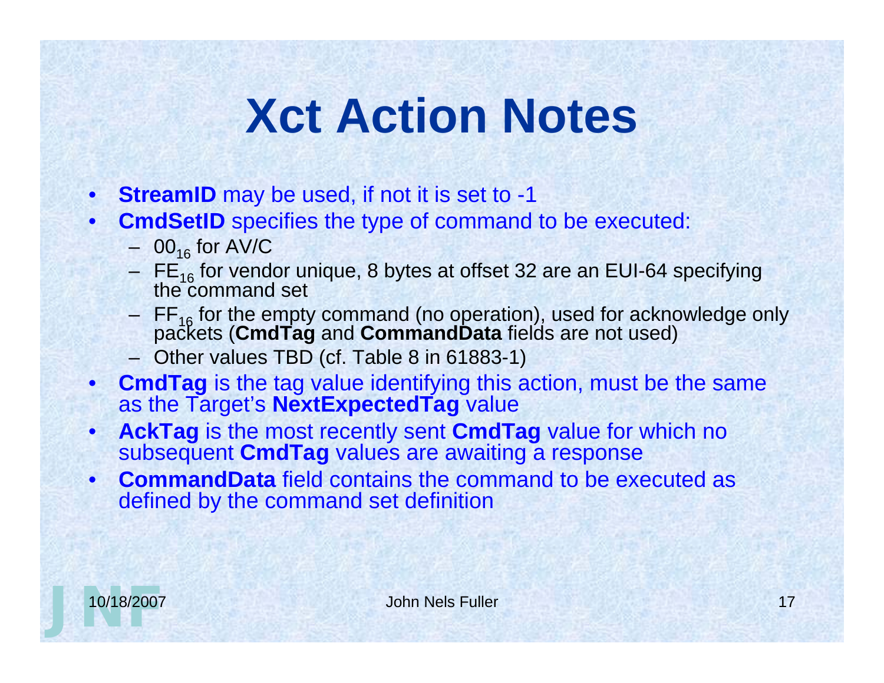# Xct Action Notes

- **StreamID** may be used, if not it is set to -1
- **CmdSetID** specifies the type of command to be executed:
  - $00_{16}$ for AV/C
  - $FE_{16}$ for vendor unique, 8 bytes at offset 32 are an EUI-64 specifying the command set
  - $FF_{16}$ for the empty command (no operation), used for acknowledge only packets (**CmdTag** and **CommandData** fields are not used)
  - Other values TBD (cf. Table 8 in 61883-1)
- **CmdTag** is the tag value identifying this action, must be the same as the Target's **NextExpectedTag** value
- **AckTag** is the most recently sent **CmdTag** value for which no subsequent **CmdTag** values are awaiting a response
- **CommandData** field contains the command to be executed as defined by the command set definition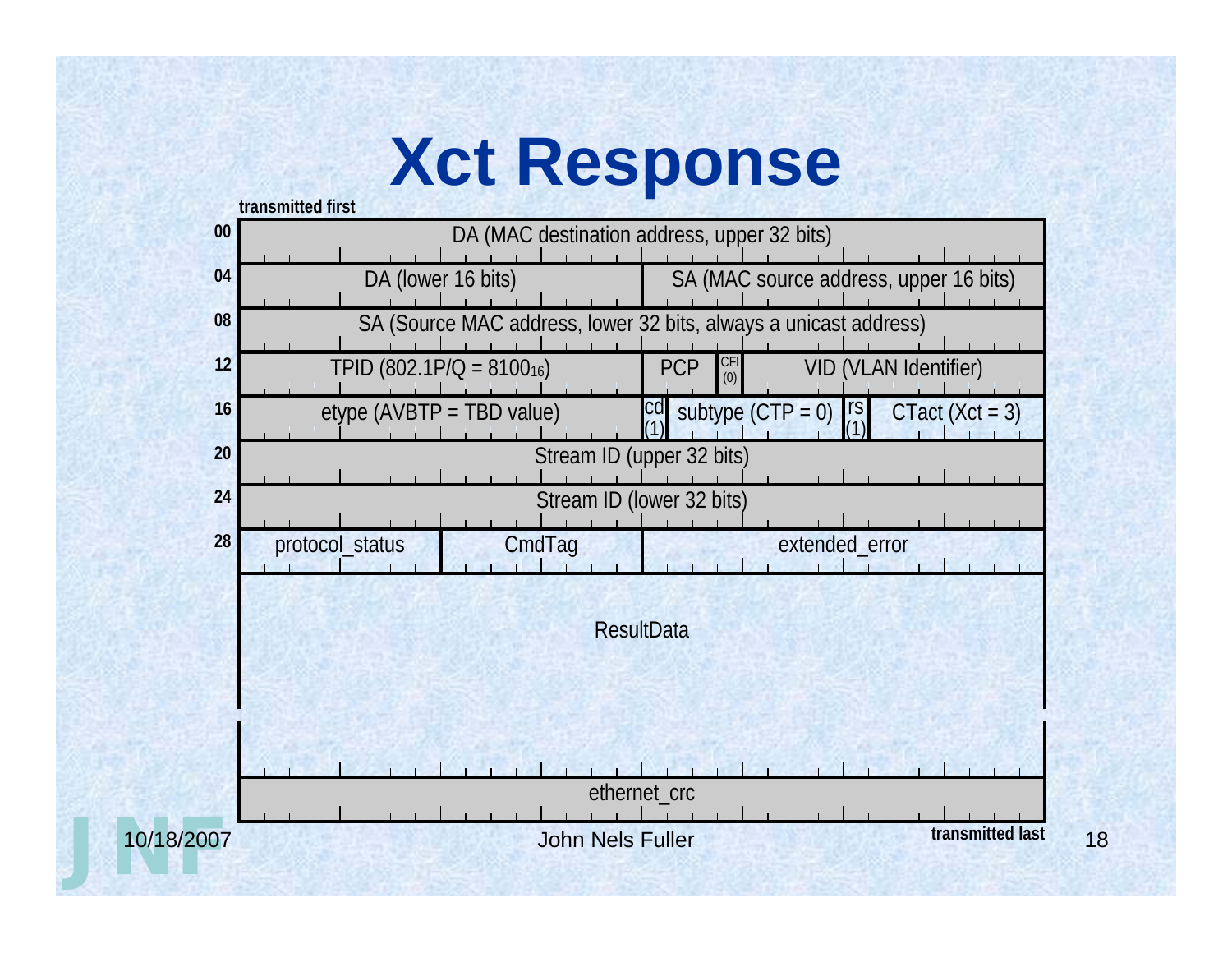# Xct Response

transmitted first

| Offset | Fields |
|---|---|
| 00 | DA (MAC destination address, upper 32 bits) |
| 04 | DA (lower 16 bits) \| SA (MAC source address, upper 16 bits) |
| 08 | SA (Source MAC address, lower 32 bits, always a unicast address) |
| 12 | TPID (802.1P/Q = $8100_{16}$) \| PCP \| CFI (0) \| VID (VLAN Identifier) |
| 16 | etype (AVBTP = TBD value) \| cd (1) \| subtype (CTP = 0) \| rs (1) \| CTact (Xct = 3) |
| 20 | Stream ID (upper 32 bits) |
| 24 | Stream ID (lower 32 bits) |
| 28 | protocol_status \| CmdTag \| extended_error |
| | ResultData |
| | ethernet_crc |

transmitted last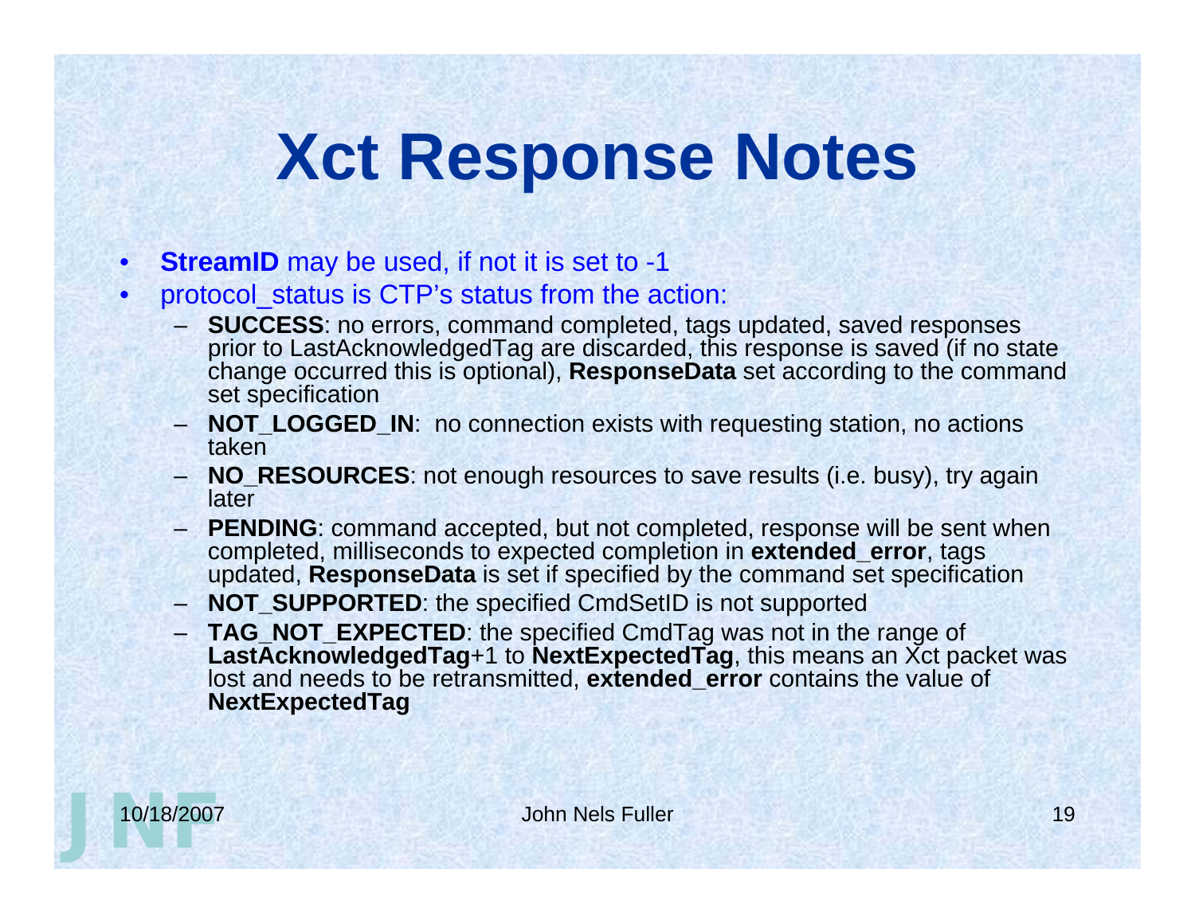# Xct Response Notes

- **StreamID** may be used, if not it is set to -1
- protocol_status is CTP's status from the action:
  - **SUCCESS**: no errors, command completed, tags updated, saved responses prior to LastAcknowledgedTag are discarded, this response is saved (if no state change occurred this is optional), **ResponseData** set according to the command set specification
  - **NOT_LOGGED_IN**: no connection exists with requesting station, no actions taken
  - **NO_RESOURCES**: not enough resources to save results (i.e. busy), try again later
  - **PENDING**: command accepted, but not completed, response will be sent when completed, milliseconds to expected completion in **extended_error**, tags updated, **ResponseData** is set if specified by the command set specification
  - **NOT_SUPPORTED**: the specified CmdSetID is not supported
  - **TAG_NOT_EXPECTED**: the specified CmdTag was not in the range of **LastAcknowledgedTag**+1 to **NextExpectedTag**, this means an Xct packet was lost and needs to be retransmitted, **extended_error** contains the value of **NextExpectedTag**